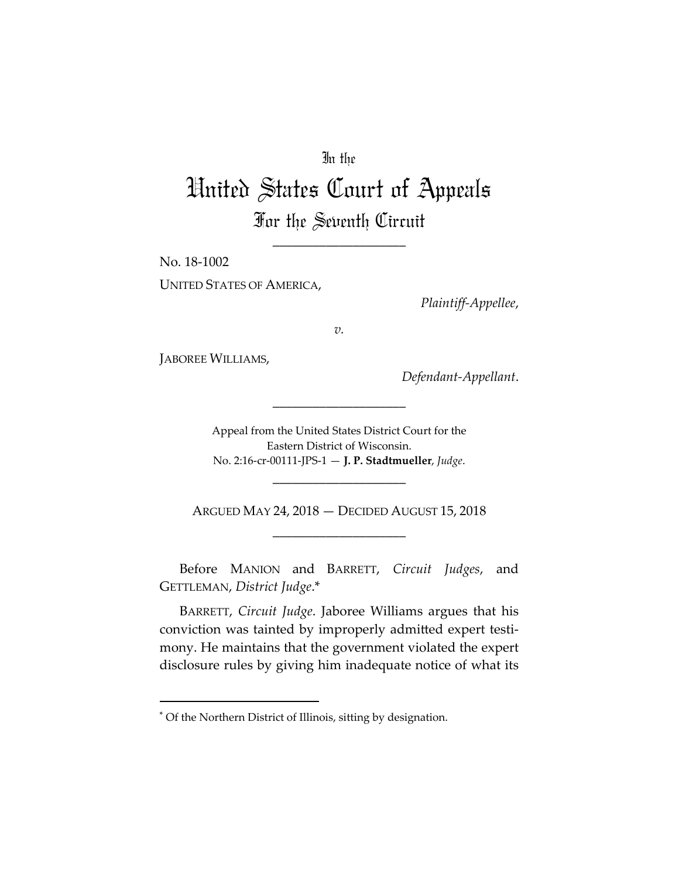In the

# United States Court of Appeals

## For the Seventh Circuit

____________________

No. 18-1002

UNITED STATES OF AMERICA,

*Plaintiff-Appellee*,

*v.*

JABOREE WILLIAMS,

*Defendant-Appellant*.

____________________

Appeal from the United States District Court for the Eastern District of Wisconsin.
No. 2:16-cr-00111-JPS-1 — **J. P. Stadtmueller**, *Judge*.

____________________

ARGUED MAY 24, 2018 — DECIDED AUGUST 15, 2018

____________________

Before MANION and BARRETT, *Circuit Judges*, and GETTLEMAN, *District Judge*.*

BARRETT, *Circuit Judge*. Jaboree Williams argues that his conviction was tainted by improperly admitted expert testimony. He maintains that the government violated the expert disclosure rules by giving him inadequate notice of what its

---

* Of the Northern District of Illinois, sitting by designation.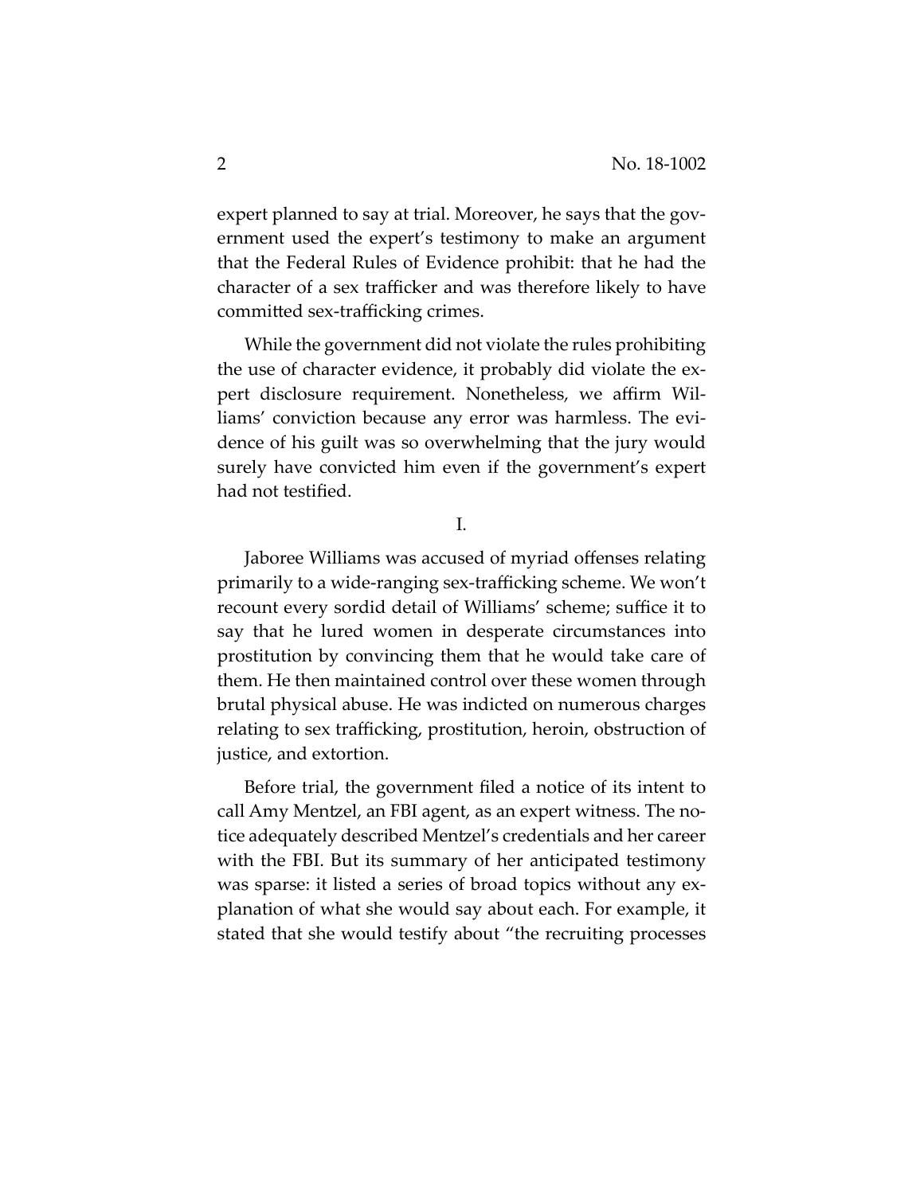expert planned to say at trial. Moreover, he says that the government used the expert's testimony to make an argument that the Federal Rules of Evidence prohibit: that he had the character of a sex trafficker and was therefore likely to have committed sex-trafficking crimes.

While the government did not violate the rules prohibiting the use of character evidence, it probably did violate the expert disclosure requirement. Nonetheless, we affirm Williams' conviction because any error was harmless. The evidence of his guilt was so overwhelming that the jury would surely have convicted him even if the government's expert had not testified.

## I.

Jaboree Williams was accused of myriad offenses relating primarily to a wide-ranging sex-trafficking scheme. We won't recount every sordid detail of Williams' scheme; suffice it to say that he lured women in desperate circumstances into prostitution by convincing them that he would take care of them. He then maintained control over these women through brutal physical abuse. He was indicted on numerous charges relating to sex trafficking, prostitution, heroin, obstruction of justice, and extortion.

Before trial, the government filed a notice of its intent to call Amy Mentzel, an FBI agent, as an expert witness. The notice adequately described Mentzel's credentials and her career with the FBI. But its summary of her anticipated testimony was sparse: it listed a series of broad topics without any explanation of what she would say about each. For example, it stated that she would testify about "the recruiting processes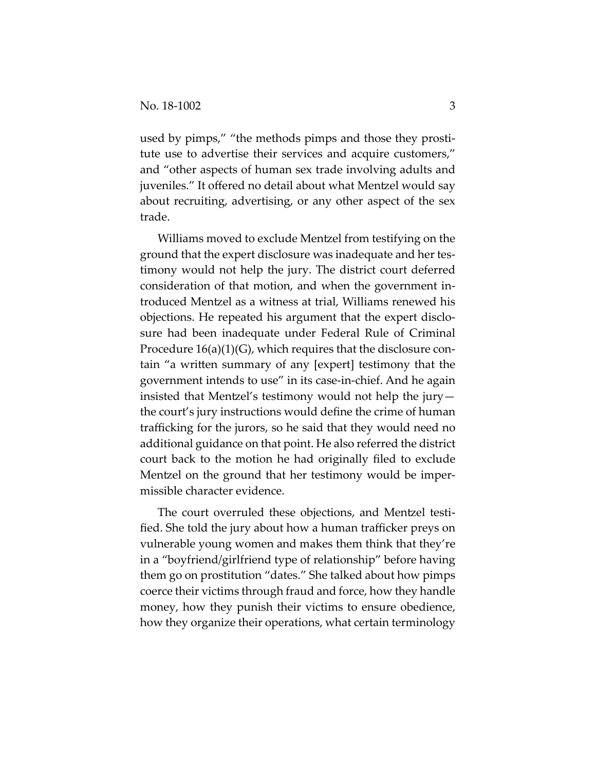used by pimps," "the methods pimps and those they prostitute use to advertise their services and acquire customers," and "other aspects of human sex trade involving adults and juveniles." It offered no detail about what Mentzel would say about recruiting, advertising, or any other aspect of the sex trade.

Williams moved to exclude Mentzel from testifying on the ground that the expert disclosure was inadequate and her testimony would not help the jury. The district court deferred consideration of that motion, and when the government introduced Mentzel as a witness at trial, Williams renewed his objections. He repeated his argument that the expert disclosure had been inadequate under Federal Rule of Criminal Procedure 16(a)(1)(G), which requires that the disclosure contain "a written summary of any [expert] testimony that the government intends to use" in its case-in-chief. And he again insisted that Mentzel's testimony would not help the jury—the court's jury instructions would define the crime of human trafficking for the jurors, so he said that they would need no additional guidance on that point. He also referred the district court back to the motion he had originally filed to exclude Mentzel on the ground that her testimony would be impermissible character evidence.

The court overruled these objections, and Mentzel testified. She told the jury about how a human trafficker preys on vulnerable young women and makes them think that they're in a "boyfriend/girlfriend type of relationship" before having them go on prostitution "dates." She talked about how pimps coerce their victims through fraud and force, how they handle money, how they punish their victims to ensure obedience, how they organize their operations, what certain terminology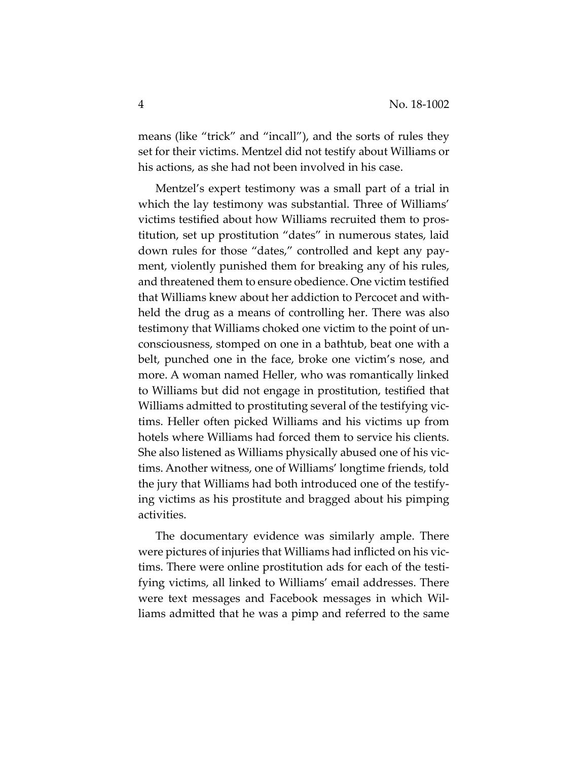means (like "trick" and "incall"), and the sorts of rules they set for their victims. Mentzel did not testify about Williams or his actions, as she had not been involved in his case.

Mentzel's expert testimony was a small part of a trial in which the lay testimony was substantial. Three of Williams' victims testified about how Williams recruited them to prostitution, set up prostitution "dates" in numerous states, laid down rules for those "dates," controlled and kept any payment, violently punished them for breaking any of his rules, and threatened them to ensure obedience. One victim testified that Williams knew about her addiction to Percocet and withheld the drug as a means of controlling her. There was also testimony that Williams choked one victim to the point of unconsciousness, stomped on one in a bathtub, beat one with a belt, punched one in the face, broke one victim's nose, and more. A woman named Heller, who was romantically linked to Williams but did not engage in prostitution, testified that Williams admitted to prostituting several of the testifying victims. Heller often picked Williams and his victims up from hotels where Williams had forced them to service his clients. She also listened as Williams physically abused one of his victims. Another witness, one of Williams' longtime friends, told the jury that Williams had both introduced one of the testifying victims as his prostitute and bragged about his pimping activities.

The documentary evidence was similarly ample. There were pictures of injuries that Williams had inflicted on his victims. There were online prostitution ads for each of the testifying victims, all linked to Williams' email addresses. There were text messages and Facebook messages in which Williams admitted that he was a pimp and referred to the same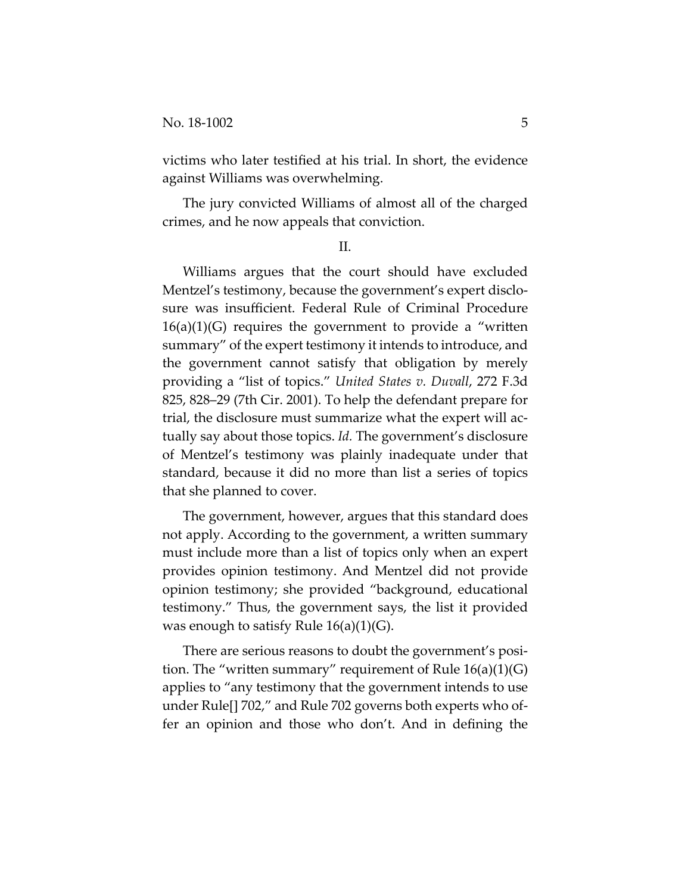victims who later testified at his trial. In short, the evidence against Williams was overwhelming.

The jury convicted Williams of almost all of the charged crimes, and he now appeals that conviction.

II.

Williams argues that the court should have excluded Mentzel's testimony, because the government's expert disclosure was insufficient. Federal Rule of Criminal Procedure 16(a)(1)(G) requires the government to provide a "written summary" of the expert testimony it intends to introduce, and the government cannot satisfy that obligation by merely providing a "list of topics." *United States v. Duvall*, 272 F.3d 825, 828–29 (7th Cir. 2001). To help the defendant prepare for trial, the disclosure must summarize what the expert will actually say about those topics. *Id.* The government's disclosure of Mentzel's testimony was plainly inadequate under that standard, because it did no more than list a series of topics that she planned to cover.

The government, however, argues that this standard does not apply. According to the government, a written summary must include more than a list of topics only when an expert provides opinion testimony. And Mentzel did not provide opinion testimony; she provided "background, educational testimony." Thus, the government says, the list it provided was enough to satisfy Rule 16(a)(1)(G).

There are serious reasons to doubt the government's position. The "written summary" requirement of Rule 16(a)(1)(G) applies to "any testimony that the government intends to use under Rule[] 702," and Rule 702 governs both experts who offer an opinion and those who don't. And in defining the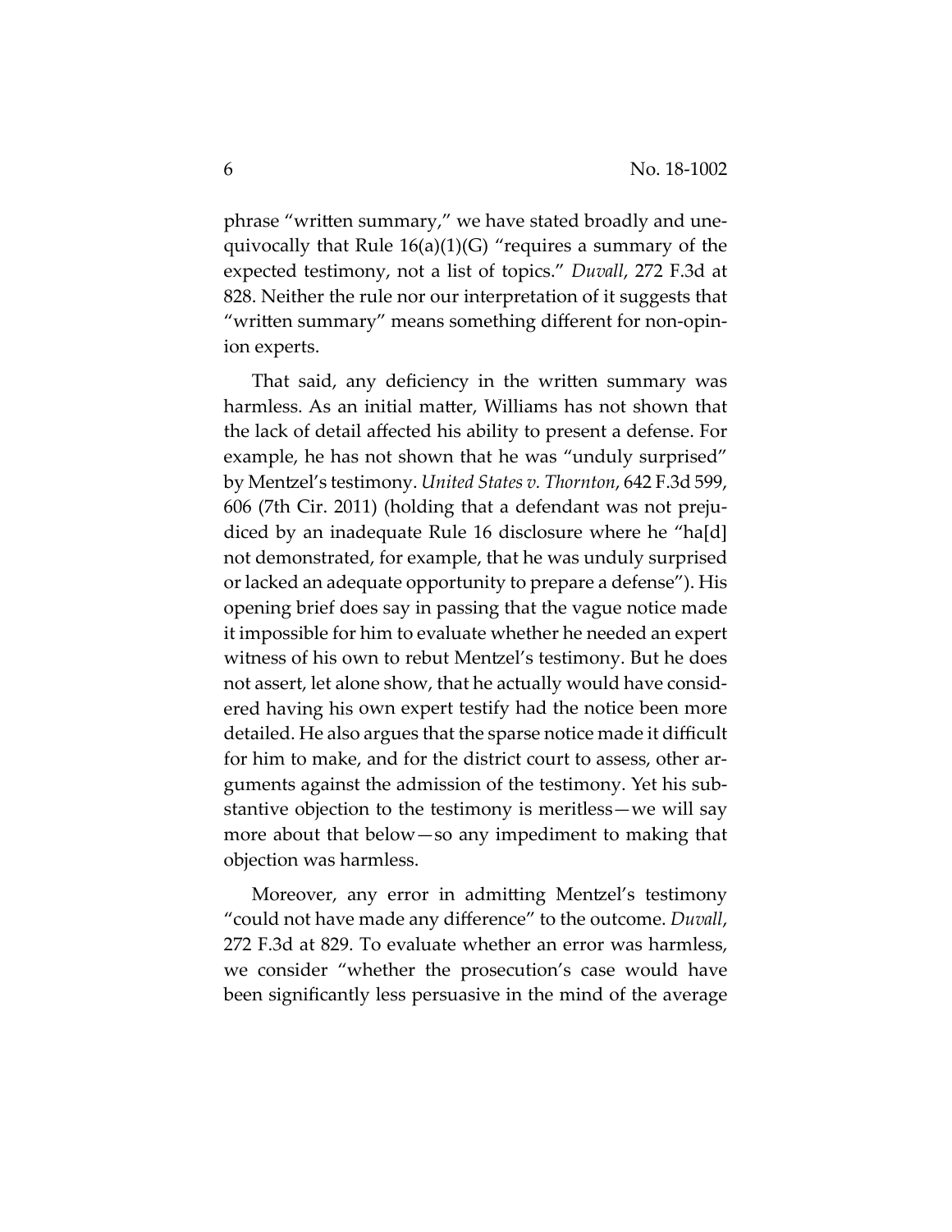phrase "written summary," we have stated broadly and unequivocally that Rule 16(a)(1)(G) "requires a summary of the expected testimony, not a list of topics." *Duvall*, 272 F.3d at 828. Neither the rule nor our interpretation of it suggests that "written summary" means something different for non-opinion experts.

That said, any deficiency in the written summary was harmless. As an initial matter, Williams has not shown that the lack of detail affected his ability to present a defense. For example, he has not shown that he was "unduly surprised" by Mentzel's testimony. *United States v. Thornton*, 642 F.3d 599, 606 (7th Cir. 2011) (holding that a defendant was not prejudiced by an inadequate Rule 16 disclosure where he "ha[d] not demonstrated, for example, that he was unduly surprised or lacked an adequate opportunity to prepare a defense"). His opening brief does say in passing that the vague notice made it impossible for him to evaluate whether he needed an expert witness of his own to rebut Mentzel's testimony. But he does not assert, let alone show, that he actually would have considered having his own expert testify had the notice been more detailed. He also argues that the sparse notice made it difficult for him to make, and for the district court to assess, other arguments against the admission of the testimony. Yet his substantive objection to the testimony is meritless—we will say more about that below—so any impediment to making that objection was harmless.

Moreover, any error in admitting Mentzel's testimony "could not have made any difference" to the outcome. *Duvall*, 272 F.3d at 829. To evaluate whether an error was harmless, we consider "whether the prosecution's case would have been significantly less persuasive in the mind of the average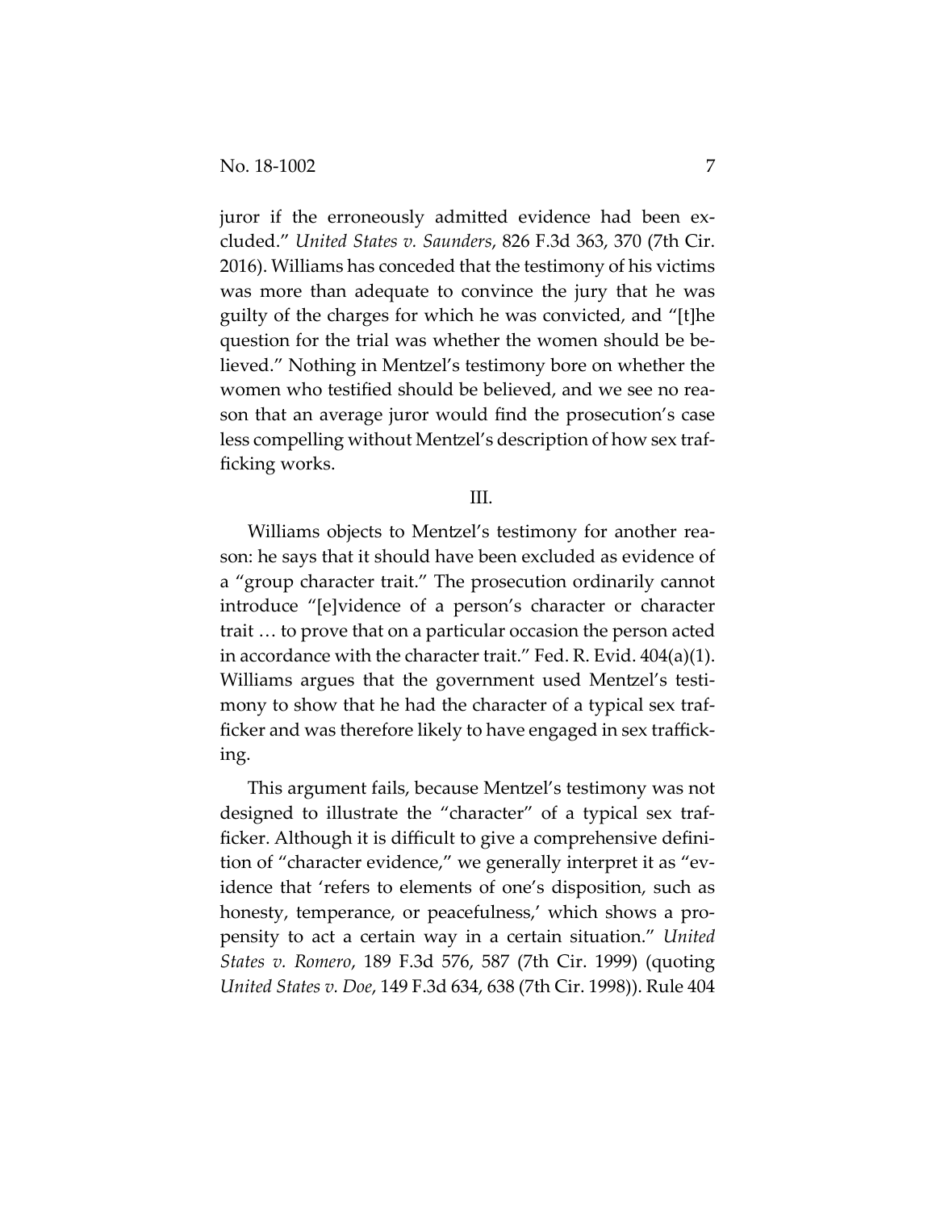juror if the erroneously admitted evidence had been excluded." *United States v. Saunders*, 826 F.3d 363, 370 (7th Cir. 2016). Williams has conceded that the testimony of his victims was more than adequate to convince the jury that he was guilty of the charges for which he was convicted, and "[t]he question for the trial was whether the women should be believed." Nothing in Mentzel's testimony bore on whether the women who testified should be believed, and we see no reason that an average juror would find the prosecution's case less compelling without Mentzel's description of how sex trafficking works.

## III.

Williams objects to Mentzel's testimony for another reason: he says that it should have been excluded as evidence of a "group character trait." The prosecution ordinarily cannot introduce "[e]vidence of a person's character or character trait … to prove that on a particular occasion the person acted in accordance with the character trait." Fed. R. Evid. 404(a)(1). Williams argues that the government used Mentzel's testimony to show that he had the character of a typical sex trafficker and was therefore likely to have engaged in sex trafficking.

This argument fails, because Mentzel's testimony was not designed to illustrate the "character" of a typical sex trafficker. Although it is difficult to give a comprehensive definition of "character evidence," we generally interpret it as "evidence that 'refers to elements of one's disposition, such as honesty, temperance, or peacefulness,' which shows a propensity to act a certain way in a certain situation." *United States v. Romero*, 189 F.3d 576, 587 (7th Cir. 1999) (quoting *United States v. Doe*, 149 F.3d 634, 638 (7th Cir. 1998)). Rule 404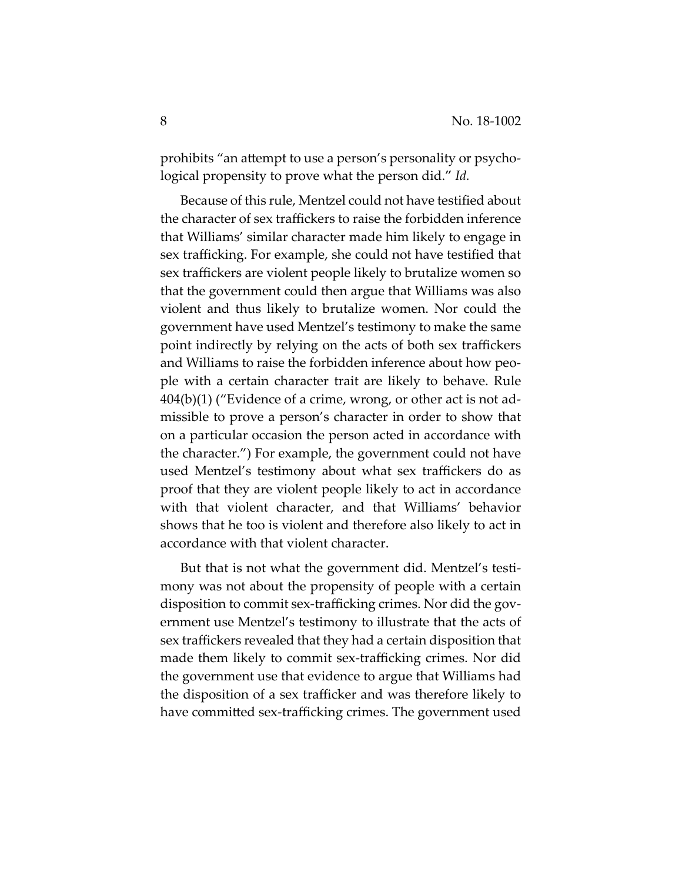prohibits "an attempt to use a person's personality or psychological propensity to prove what the person did." *Id.*

Because of this rule, Mentzel could not have testified about the character of sex traffickers to raise the forbidden inference that Williams' similar character made him likely to engage in sex trafficking. For example, she could not have testified that sex traffickers are violent people likely to brutalize women so that the government could then argue that Williams was also violent and thus likely to brutalize women. Nor could the government have used Mentzel's testimony to make the same point indirectly by relying on the acts of both sex traffickers and Williams to raise the forbidden inference about how people with a certain character trait are likely to behave. Rule 404(b)(1) ("Evidence of a crime, wrong, or other act is not admissible to prove a person's character in order to show that on a particular occasion the person acted in accordance with the character.") For example, the government could not have used Mentzel's testimony about what sex traffickers do as proof that they are violent people likely to act in accordance with that violent character, and that Williams' behavior shows that he too is violent and therefore also likely to act in accordance with that violent character.

But that is not what the government did. Mentzel's testimony was not about the propensity of people with a certain disposition to commit sex-trafficking crimes. Nor did the government use Mentzel's testimony to illustrate that the acts of sex traffickers revealed that they had a certain disposition that made them likely to commit sex-trafficking crimes. Nor did the government use that evidence to argue that Williams had the disposition of a sex trafficker and was therefore likely to have committed sex-trafficking crimes. The government used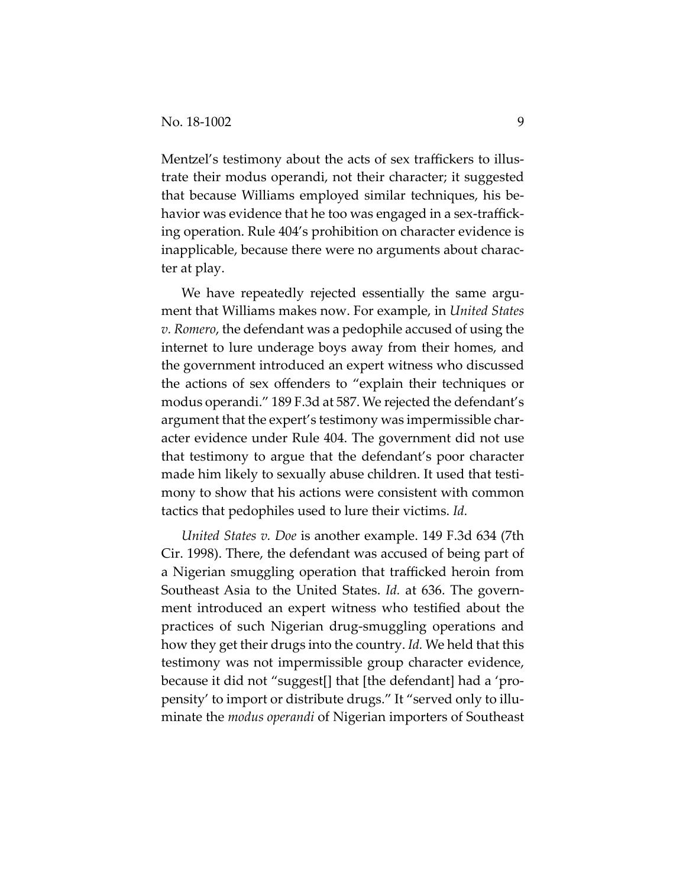Mentzel's testimony about the acts of sex traffickers to illustrate their modus operandi, not their character; it suggested that because Williams employed similar techniques, his behavior was evidence that he too was engaged in a sex-trafficking operation. Rule 404's prohibition on character evidence is inapplicable, because there were no arguments about character at play.

We have repeatedly rejected essentially the same argument that Williams makes now. For example, in *United States v. Romero*, the defendant was a pedophile accused of using the internet to lure underage boys away from their homes, and the government introduced an expert witness who discussed the actions of sex offenders to "explain their techniques or modus operandi." 189 F.3d at 587. We rejected the defendant's argument that the expert's testimony was impermissible character evidence under Rule 404. The government did not use that testimony to argue that the defendant's poor character made him likely to sexually abuse children. It used that testimony to show that his actions were consistent with common tactics that pedophiles used to lure their victims. *Id.*

*United States v. Doe* is another example. 149 F.3d 634 (7th Cir. 1998). There, the defendant was accused of being part of a Nigerian smuggling operation that trafficked heroin from Southeast Asia to the United States. *Id.* at 636. The government introduced an expert witness who testified about the practices of such Nigerian drug-smuggling operations and how they get their drugs into the country. *Id.* We held that this testimony was not impermissible group character evidence, because it did not "suggest[] that [the defendant] had a 'propensity' to import or distribute drugs." It "served only to illuminate the *modus operandi* of Nigerian importers of Southeast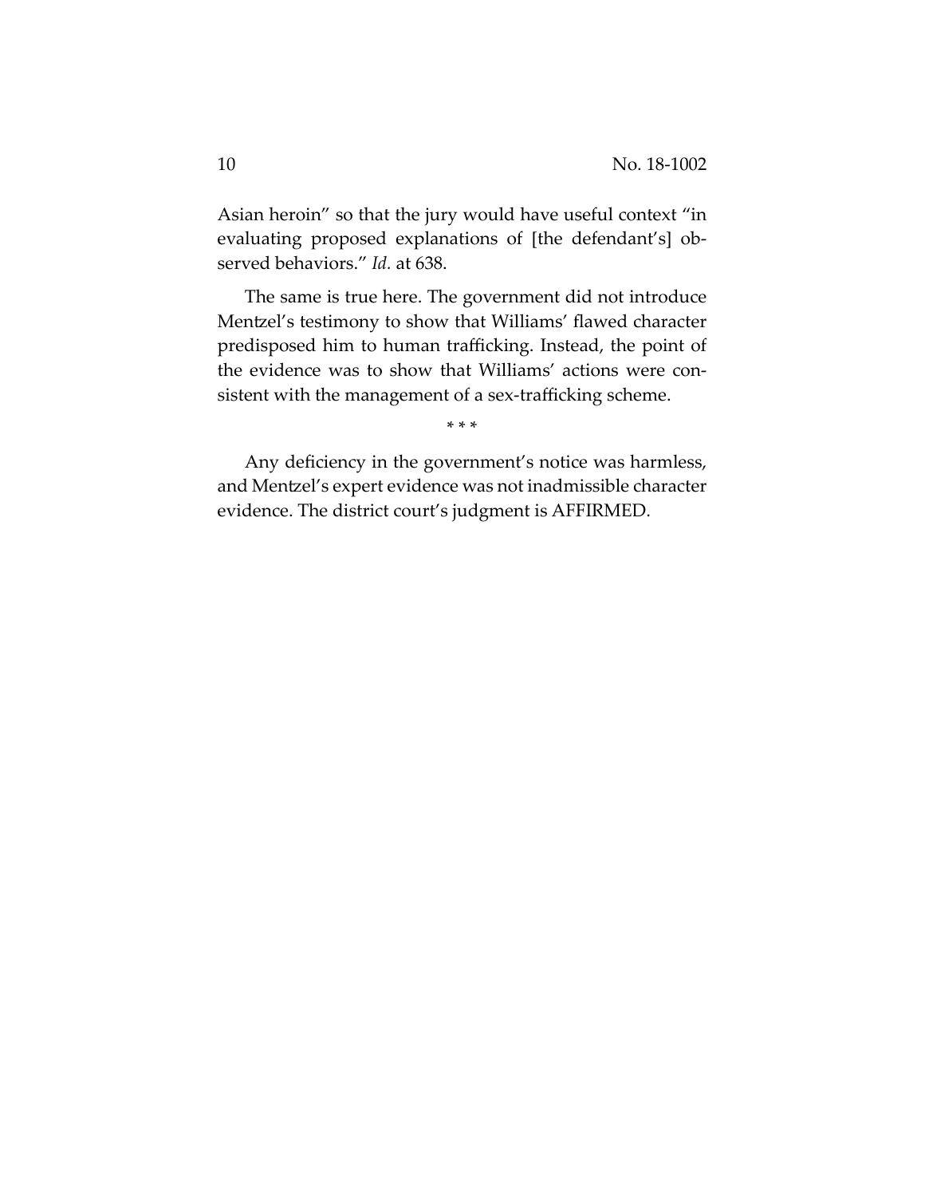Asian heroin" so that the jury would have useful context "in evaluating proposed explanations of [the defendant's] observed behaviors." *Id.* at 638.

The same is true here. The government did not introduce Mentzel's testimony to show that Williams' flawed character predisposed him to human trafficking. Instead, the point of the evidence was to show that Williams' actions were consistent with the management of a sex-trafficking scheme.

\* \* \*

Any deficiency in the government's notice was harmless, and Mentzel's expert evidence was not inadmissible character evidence. The district court's judgment is AFFIRMED.